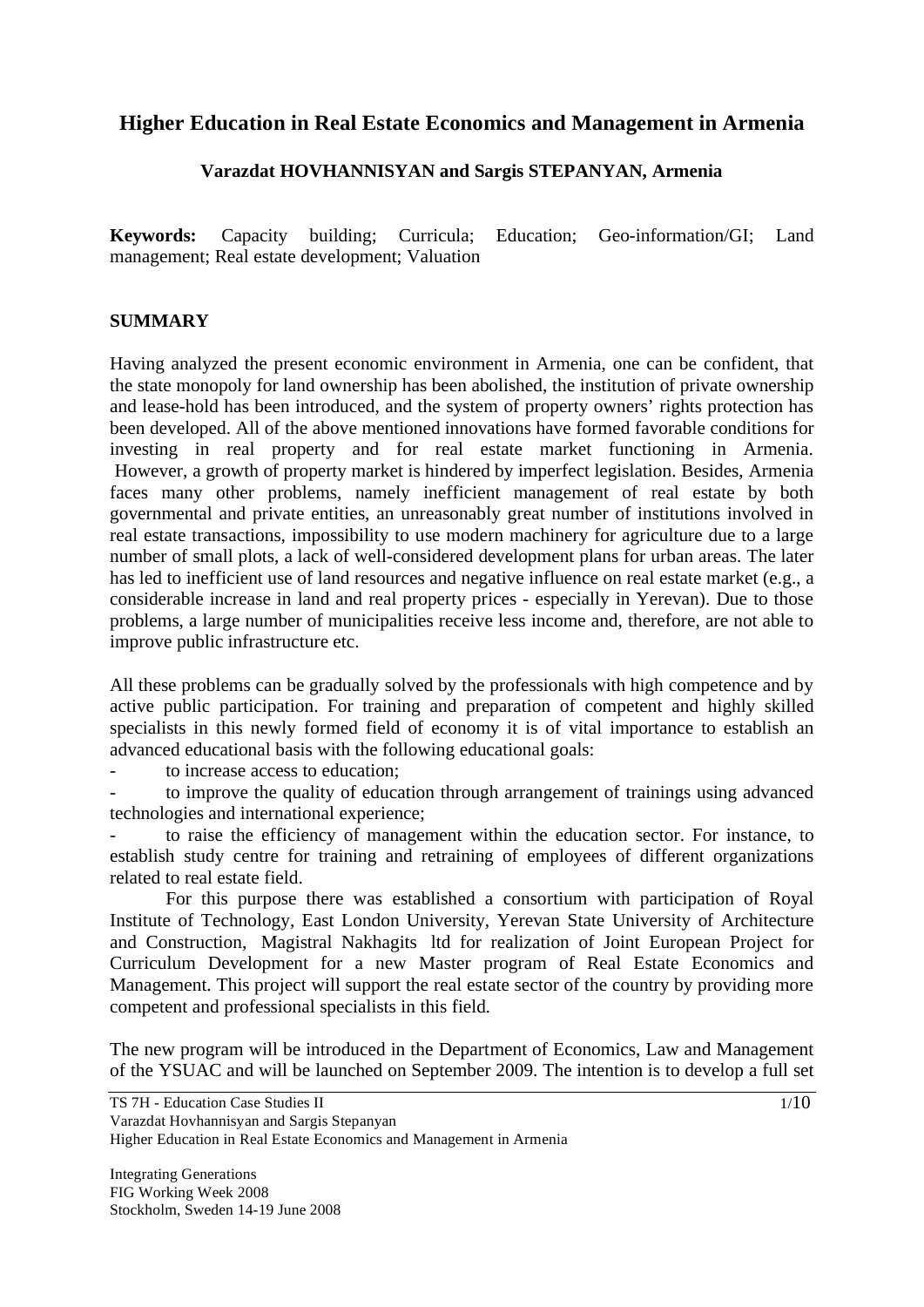# Higher Education in Real Estate Economics and Management in Armenia

**Varazdat HOVHANNISYAN and Sargis STEPANYAN, Armenia**

**Keywords:** Capacity building; Curricula; Education; Geo-information/GI; Land management; Real estate development; Valuation

## SUMMARY

Having analyzed the present economic environment in Armenia, one can be confident, that the state monopoly for land ownership has been abolished, the institution of private ownership and lease-hold has been introduced, and the system of property owners' rights protection has been developed. All of the above mentioned innovations have formed favorable conditions for investing in real property and for real estate market functioning in Armenia. However, a growth of property market is hindered by imperfect legislation. Besides, Armenia faces many other problems, namely inefficient management of real estate by both governmental and private entities, an unreasonably great number of institutions involved in real estate transactions, impossibility to use modern machinery for agriculture due to a large number of small plots, a lack of well-considered development plans for urban areas. The later has led to inefficient use of land resources and negative influence on real estate market (e.g., a considerable increase in land and real property prices - especially in Yerevan). Due to those problems, a large number of municipalities receive less income and, therefore, are not able to improve public infrastructure etc.

All these problems can be gradually solved by the professionals with high competence and by active public participation. For training and preparation of competent and highly skilled specialists in this newly formed field of economy it is of vital importance to establish an advanced educational basis with the following educational goals:

- to increase access to education;
- to improve the quality of education through arrangement of trainings using advanced technologies and international experience;
- to raise the efficiency of management within the education sector. For instance, to establish study centre for training and retraining of employees of different organizations related to real estate field.

For this purpose there was established a consortium with participation of Royal Institute of Technology, East London University, Yerevan State University of Architecture and Construction, Magistral Nakhagits ltd for realization of Joint European Project for Curriculum Development for a new Master program of Real Estate Economics and Management. This project will support the real estate sector of the country by providing more competent and professional specialists in this field.

The new program will be introduced in the Department of Economics, Law and Management of the YSUAC and will be launched on September 2009. The intention is to develop a full set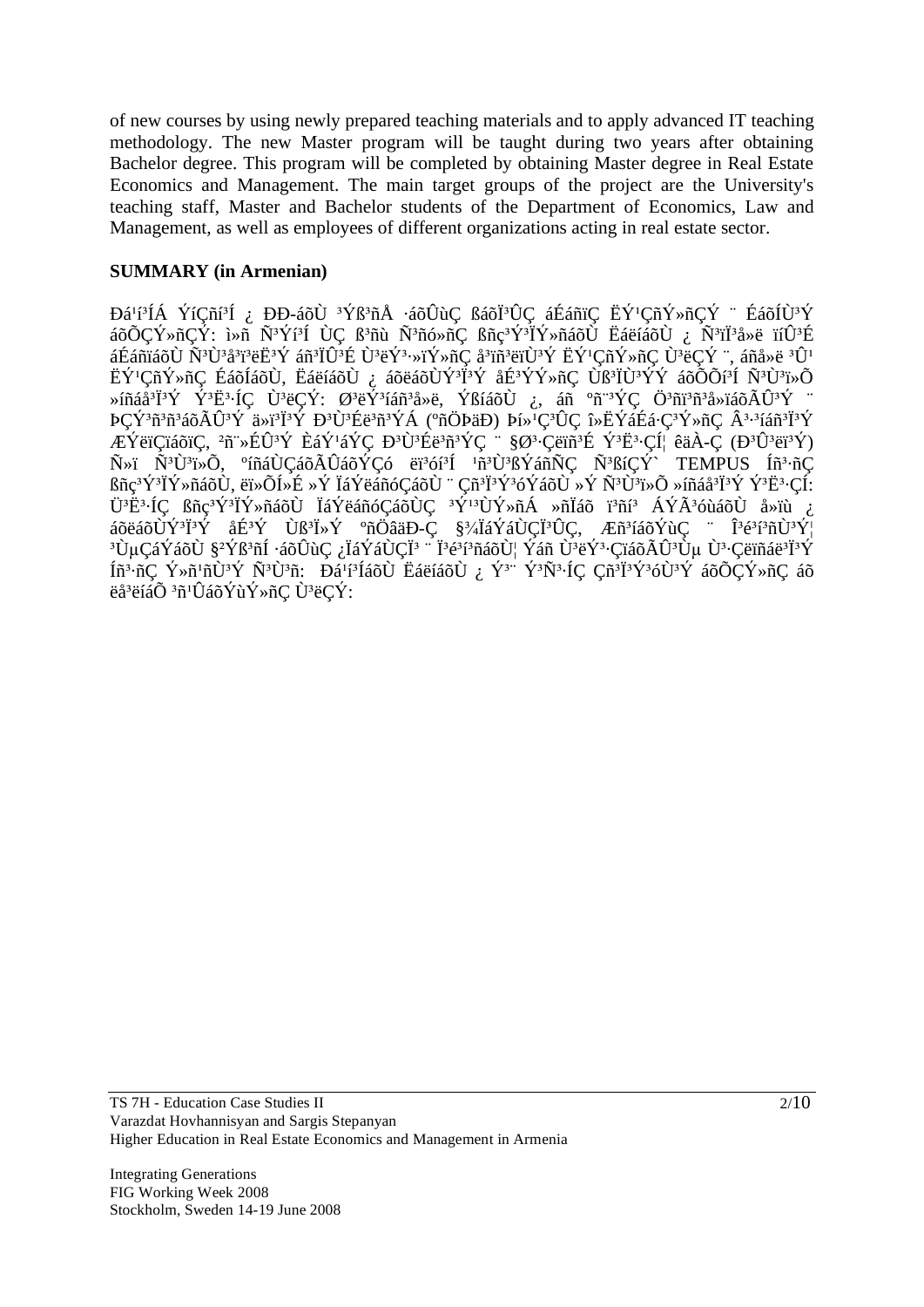of new courses by using newly prepared teaching materials and to apply advanced IT teaching methodology. The new Master program will be taught during two years after obtaining Bachelor degree. This program will be completed by obtaining Master degree in Real Estate Economics and Management. The main target groups of the project are the University's teaching staff, Master and Bachelor students of the Department of Economics, Law and Management, as well as employees of different organizations acting in real estate sector.

**SUMMARY (in Armenian)**

Ðá¹í³ÍÁ ÝíÇñí³Í ¿ ÐÐ-áõÙ ³Ýß³ñÅ ·áõÛùÇ ßáõÏ³ÛÇ áÉáñïÇ ËÝ¹ÇñÝ»ñÇÝ ¨ ÉáõÍÙ³Ý áõÕÇÝ»ñÇÝ: ì»ñ Ñ³Ýí³Í ÙÇ ß³ñù Ñ³ñó»ñÇ ßñç³Ý³ÏÝ»ñáõÙ Ëáëíáõ٠¿ Ñ³ïÏ³å»ë ïíÛ³É áÉáñïáõÙ Ñ³Ù³å³ï³ëË³Ý áñ³ÏÛ³É Ù³ëÝ³·»ïÝ»ñÇ å³ïñ³ëïÙ³Ý ËÝ¹ÇñÝ»ñÇ Ù³ëÇÝ ¨, áñå»ë ³Û¹ ËÝ¹ÇñÝ»ñÇ ÉáõÍáõÙ, Ëáëíáõ٠¿ áõëáõÙÝ³Ï³Ý åÉ³ÝÝ»ñÇ Ùß³ÏÙ³ÝÝ áõÕÕí³Í Ñ³Ù³ï»Õ »íñáå³Ï³Ý Ý³Ë³·ÍÇ Ù³ëÇÝ: Ø³ëÝ³íáñ³å»ë, ÝßíáõÙ ¿, áñ ºñ¨³ÝÇ Ö³ñï³ñ³å»ïáõÃÛ³Ý ¨ ÞÇÝ³ñ³ñáõÃÛ³Ý ä»ï³Ï³Ý Ð³Ù³Éë³ñ³ÝÁ (ºÖÞäÐ) Þí»¹Ç³ÛÇ î»ËÝáÉá·Ç³Ý»ñÇ Â³·³íáñ³Ï³Ý ÆÝëïÇïáõïÇ, ²ñ¨»ÉÛ³Ý ÈáÝ¹áÝÇ Ð³Ù³Éë³ñ³ÝÇ ¨ §Ø³·Çëïñ³É Ý³Ë³·ÇÍ¦ êäÀ-Ç (Ð³Û³ëï³Ý) Ñ»ï Ñ³Ù³ï»Õ, ºíñáÙÇáõÃÛáõÝÇó ëï³ó³Í ¹ñ³Ù³ßÝáñÑÇ Ñ³ßíÇÝ` TEMPUS Íñ³·ñÇ ßñç³Ý³ÏÝ»ñáõÙ, ëï»ÕÍ»É »Ý ÏáÝëáñóÇáõÙ ¨ Çñ³Ï³Ý³óÝáõÙ »Ý Ñ³Ù³ï»Õ »íñáå³Ï³Ý Ý³Ë³·ÇÍ: Ü³Ë³·ÍÇ ßñç³Ý³ÏÝ»ñáõÙ ÏáÝëáñóÇáõÙÇ ³Ý¹³ÙÝ»ñÁ »ñÏáõ ï³ñí³ ÁÝÃ³óùáõÙ å»ïù ¿ áõëáõÙÝ³Ï³Ý åÉ³Ý Ùß³Ï»Ý ºñÖâäÐ-Ç §¾ÏáÝáÙÇÏ³ÛÇ, Æñ³íáõÝùÇ ¨ Î³é³í³ñÙ³Ý¦ ³ÙµÇáÝáõÙ §²Ýß³ñÅ ·áõÛùÇ ¿ÏáÝáÙÇÏ³ ¨ Ï³é³í³ñáõÙ¦ Ýáñ Ù³ëÝ³·Çïáõ ÃÛ³Ùµ Ù³·Çëïñáë³Ï³Ý Íñ³·ñÇ Ý»ñ¹ñÙ³Ý Ñ³Ù³ñ: Ðá¹í³Íáõ٠Ëáëíáõ٠¿ Ý³¨ Ý³Ñ³·ÍÇ Çñ³Ï³Ý³óÙ³Ý áõÕÇÝ»ñÇ áõ ëå³ëíáÕ ³ñ¹ÛáõÝùÝ»ñÇ Ù³ëÇÝ: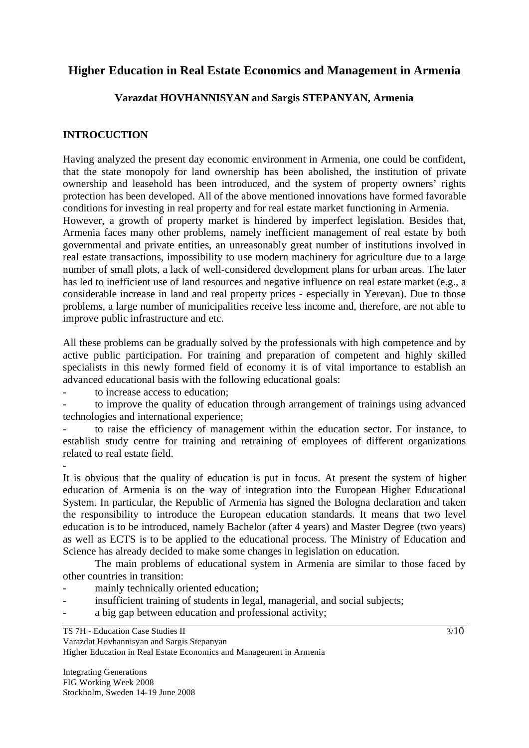# Higher Education in Real Estate Economics and Management in Armenia

**Varazdat HOVHANNISYAN and Sargis STEPANYAN, Armenia**

## INTROCUCTION

Having analyzed the present day economic environment in Armenia, one could be confident, that the state monopoly for land ownership has been abolished, the institution of private ownership and leasehold has been introduced, and the system of property owners' rights protection has been developed. All of the above mentioned innovations have formed favorable conditions for investing in real property and for real estate market functioning in Armenia.
However, a growth of property market is hindered by imperfect legislation. Besides that, Armenia faces many other problems, namely inefficient management of real estate by both governmental and private entities, an unreasonably great number of institutions involved in real estate transactions, impossibility to use modern machinery for agriculture due to a large number of small plots, a lack of well-considered development plans for urban areas. The later has led to inefficient use of land resources and negative influence on real estate market (e.g., a considerable increase in land and real property prices - especially in Yerevan). Due to those problems, a large number of municipalities receive less income and, therefore, are not able to improve public infrastructure and etc.

All these problems can be gradually solved by the professionals with high competence and by active public participation. For training and preparation of competent and highly skilled specialists in this newly formed field of economy it is of vital importance to establish an advanced educational basis with the following educational goals:

- to increase access to education;
- to improve the quality of education through arrangement of trainings using advanced technologies and international experience;
- to raise the efficiency of management within the education sector. For instance, to establish study centre for training and retraining of employees of different organizations related to real estate field.
-

It is obvious that the quality of education is put in focus. At present the system of higher education of Armenia is on the way of integration into the European Higher Educational System. In particular, the Republic of Armenia has signed the Bologna declaration and taken the responsibility to introduce the European education standards. It means that two level education is to be introduced, namely Bachelor (after 4 years) and Master Degree (two years) as well as ECTS is to be applied to the educational process. The Ministry of Education and Science has already decided to make some changes in legislation on education.

The main problems of educational system in Armenia are similar to those faced by other countries in transition:

- mainly technically oriented education;
- insufficient training of students in legal, managerial, and social subjects;
- a big gap between education and professional activity;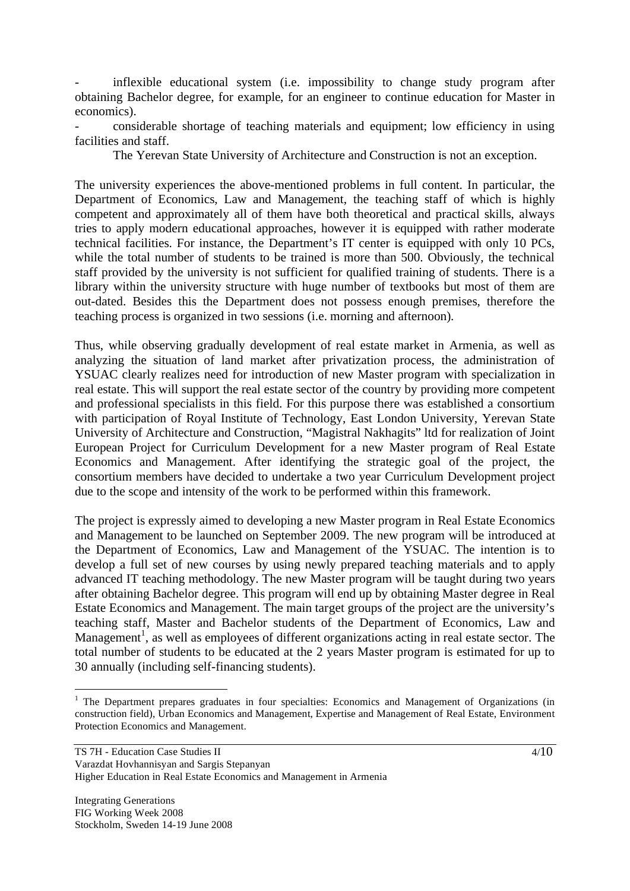- inflexible educational system (i.e. impossibility to change study program after obtaining Bachelor degree, for example, for an engineer to continue education for Master in economics).
- considerable shortage of teaching materials and equipment; low efficiency in using facilities and staff.

The Yerevan State University of Architecture and Construction is not an exception.

The university experiences the above-mentioned problems in full content. In particular, the Department of Economics, Law and Management, the teaching staff of which is highly competent and approximately all of them have both theoretical and practical skills, always tries to apply modern educational approaches, however it is equipped with rather moderate technical facilities. For instance, the Department's IT center is equipped with only 10 PCs, while the total number of students to be trained is more than 500. Obviously, the technical staff provided by the university is not sufficient for qualified training of students. There is a library within the university structure with huge number of textbooks but most of them are out-dated. Besides this the Department does not possess enough premises, therefore the teaching process is organized in two sessions (i.e. morning and afternoon).

Thus, while observing gradually development of real estate market in Armenia, as well as analyzing the situation of land market after privatization process, the administration of YSUAC clearly realizes need for introduction of new Master program with specialization in real estate. This will support the real estate sector of the country by providing more competent and professional specialists in this field. For this purpose there was established a consortium with participation of Royal Institute of Technology, East London University, Yerevan State University of Architecture and Construction, "Magistral Nakhagits" ltd for realization of Joint European Project for Curriculum Development for a new Master program of Real Estate Economics and Management. After identifying the strategic goal of the project, the consortium members have decided to undertake a two year Curriculum Development project due to the scope and intensity of the work to be performed within this framework.

The project is expressly aimed to developing a new Master program in Real Estate Economics and Management to be launched on September 2009. The new program will be introduced at the Department of Economics, Law and Management of the YSUAC. The intention is to develop a full set of new courses by using newly prepared teaching materials and to apply advanced IT teaching methodology. The new Master program will be taught during two years after obtaining Bachelor degree. This program will end up by obtaining Master degree in Real Estate Economics and Management. The main target groups of the project are the university's teaching staff, Master and Bachelor students of the Department of Economics, Law and Management[1], as well as employees of different organizations acting in real estate sector. The total number of students to be educated at the 2 years Master program is estimated for up to 30 annually (including self-financing students).

[1] The Department prepares graduates in four specialties: Economics and Management of Organizations (in construction field), Urban Economics and Management, Expertise and Management of Real Estate, Environment Protection Economics and Management.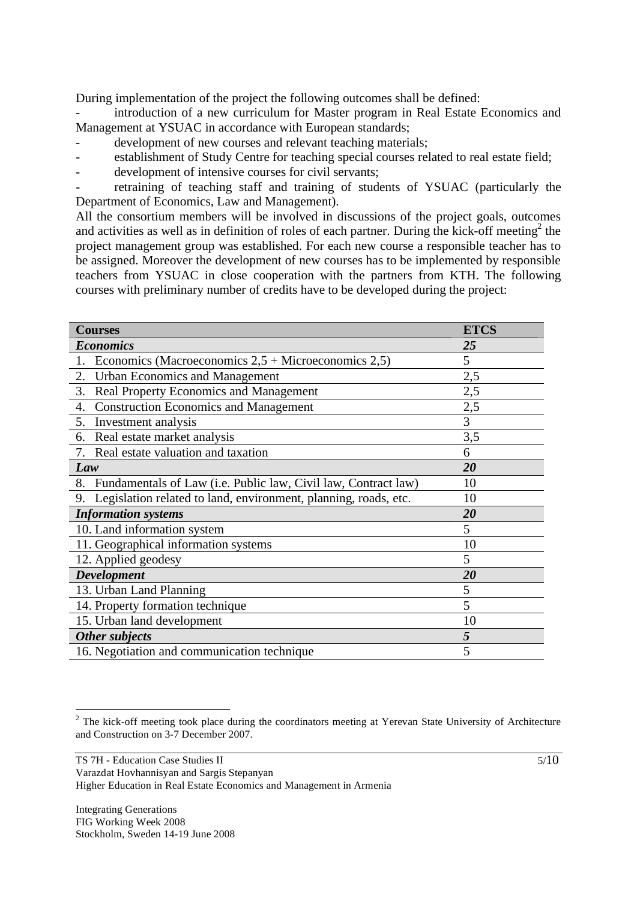During implementation of the project the following outcomes shall be defined:

- introduction of a new curriculum for Master program in Real Estate Economics and Management at YSUAC in accordance with European standards;
- development of new courses and relevant teaching materials;
- establishment of Study Centre for teaching special courses related to real estate field;
- development of intensive courses for civil servants;
- retraining of teaching staff and training of students of YSUAC (particularly the Department of Economics, Law and Management).

All the consortium members will be involved in discussions of the project goals, outcomes and activities as well as in definition of roles of each partner. During the kick-off meeting[2] the project management group was established. For each new course a responsible teacher has to be assigned. Moreover the development of new courses has to be implemented by responsible teachers from YSUAC in close cooperation with the partners from KTH. The following courses with preliminary number of credits have to be developed during the project:

| Courses | ETCS |
|---|---|
| ***Economics*** | ***25*** |
| 1. Economics (Macroeconomics 2,5 + Microeconomics 2,5) | 5 |
| 2. Urban Economics and Management | 2,5 |
| 3. Real Property Economics and Management | 2,5 |
| 4. Construction Economics and Management | 2,5 |
| 5. Investment analysis | 3 |
| 6. Real estate market analysis | 3,5 |
| 7. Real estate valuation and taxation | 6 |
| ***Law*** | ***20*** |
| 8. Fundamentals of Law (i.e. Public law, Civil law, Contract law) | 10 |
| 9. Legislation related to land, environment, planning, roads, etc. | 10 |
| ***Information systems*** | ***20*** |
| 10. Land information system | 5 |
| 11. Geographical information systems | 10 |
| 12. Applied geodesy | 5 |
| ***Development*** | ***20*** |
| 13. Urban Land Planning | 5 |
| 14. Property formation technique | 5 |
| 15. Urban land development | 10 |
| ***Other subjects*** | ***5*** |
| 16. Negotiation and communication technique | 5 |

[2] The kick-off meeting took place during the coordinators meeting at Yerevan State University of Architecture and Construction on 3-7 December 2007.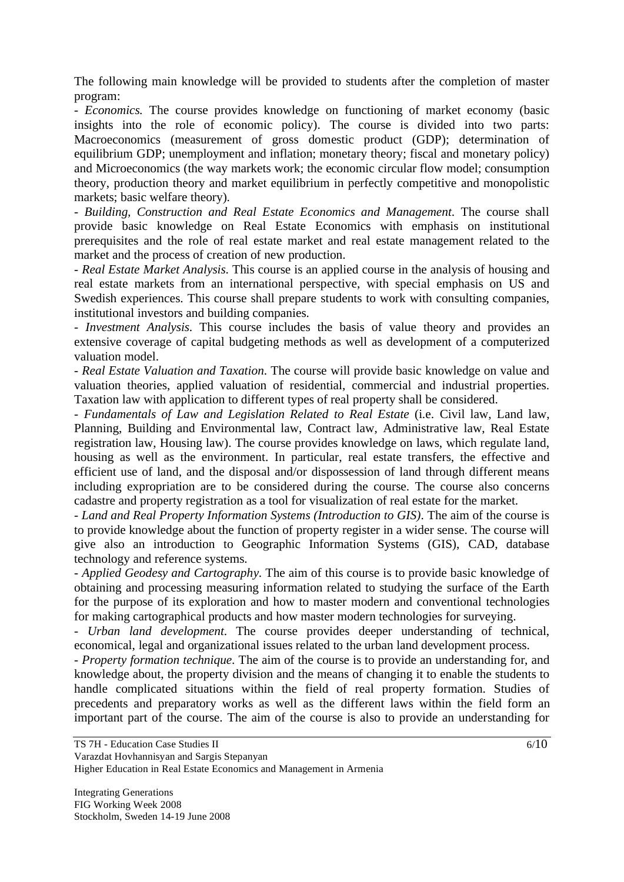The following main knowledge will be provided to students after the completion of master program:

- *Economics.* The course provides knowledge on functioning of market economy (basic insights into the role of economic policy). The course is divided into two parts: Macroeconomics (measurement of gross domestic product (GDP); determination of equilibrium GDP; unemployment and inflation; monetary theory; fiscal and monetary policy) and Microeconomics (the way markets work; the economic circular flow model; consumption theory, production theory and market equilibrium in perfectly competitive and monopolistic markets; basic welfare theory).
- *Building, Construction and Real Estate Economics and Management*. The course shall provide basic knowledge on Real Estate Economics with emphasis on institutional prerequisites and the role of real estate market and real estate management related to the market and the process of creation of new production.
- *Real Estate Market Analysis*. This course is an applied course in the analysis of housing and real estate markets from an international perspective, with special emphasis on US and Swedish experiences. This course shall prepare students to work with consulting companies, institutional investors and building companies.
- *Investment Analysis*. This course includes the basis of value theory and provides an extensive coverage of capital budgeting methods as well as development of a computerized valuation model.
- *Real Estate Valuation and Taxation*. The course will provide basic knowledge on value and valuation theories, applied valuation of residential, commercial and industrial properties. Taxation law with application to different types of real property shall be considered.
- *Fundamentals of Law and Legislation Related to Real Estate* (i.e. Civil law, Land law, Planning, Building and Environmental law, Contract law, Administrative law, Real Estate registration law, Housing law). The course provides knowledge on laws, which regulate land, housing as well as the environment. In particular, real estate transfers, the effective and efficient use of land, and the disposal and/or dispossession of land through different means including expropriation are to be considered during the course. The course also concerns cadastre and property registration as a tool for visualization of real estate for the market.
- *Land and Real Property Information Systems (Introduction to GIS)*. The aim of the course is to provide knowledge about the function of property register in a wider sense. The course will give also an introduction to Geographic Information Systems (GIS), CAD, database technology and reference systems.
- *Applied Geodesy and Cartography*. The aim of this course is to provide basic knowledge of obtaining and processing measuring information related to studying the surface of the Earth for the purpose of its exploration and how to master modern and conventional technologies for making cartographical products and how master modern technologies for surveying.
- *Urban land development*. The course provides deeper understanding of technical, economical, legal and organizational issues related to the urban land development process.
- *Property formation technique*. The aim of the course is to provide an understanding for, and knowledge about, the property division and the means of changing it to enable the students to handle complicated situations within the field of real property formation. Studies of precedents and preparatory works as well as the different laws within the field form an important part of the course. The aim of the course is also to provide an understanding for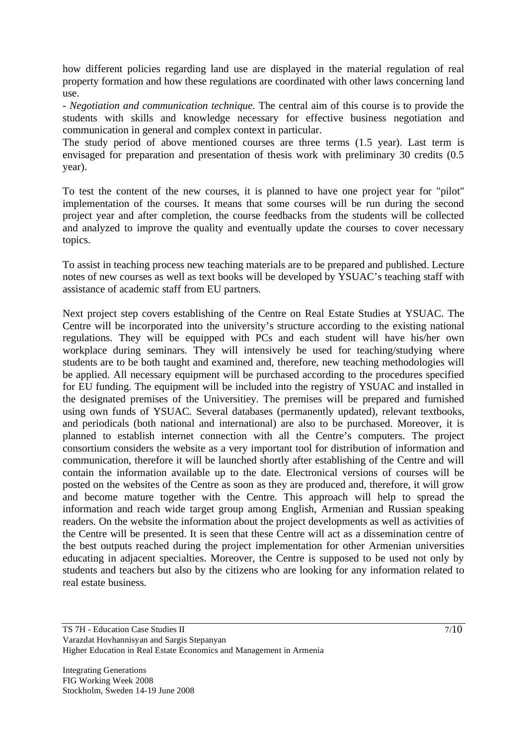how different policies regarding land use are displayed in the material regulation of real property formation and how these regulations are coordinated with other laws concerning land use.

- *Negotiation and communication technique*. The central aim of this course is to provide the students with skills and knowledge necessary for effective business negotiation and communication in general and complex context in particular.

The study period of above mentioned courses are three terms (1.5 year). Last term is envisaged for preparation and presentation of thesis work with preliminary 30 credits (0.5 year).

To test the content of the new courses, it is planned to have one project year for "pilot" implementation of the courses. It means that some courses will be run during the second project year and after completion, the course feedbacks from the students will be collected and analyzed to improve the quality and eventually update the courses to cover necessary topics.

To assist in teaching process new teaching materials are to be prepared and published. Lecture notes of new courses as well as text books will be developed by YSUAC's teaching staff with assistance of academic staff from EU partners.

Next project step covers establishing of the Centre on Real Estate Studies at YSUAC. The Centre will be incorporated into the university's structure according to the existing national regulations. They will be equipped with PCs and each student will have his/her own workplace during seminars. They will intensively be used for teaching/studying where students are to be both taught and examined and, therefore, new teaching methodologies will be applied. All necessary equipment will be purchased according to the procedures specified for EU funding. The equipment will be included into the registry of YSUAC and installed in the designated premises of the Universitiey. The premises will be prepared and furnished using own funds of YSUAC. Several databases (permanently updated), relevant textbooks, and periodicals (both national and international) are also to be purchased. Moreover, it is planned to establish internet connection with all the Centre's computers. The project consortium considers the website as a very important tool for distribution of information and communication, therefore it will be launched shortly after establishing of the Centre and will contain the information available up to the date. Electronical versions of courses will be posted on the websites of the Centre as soon as they are produced and, therefore, it will grow and become mature together with the Centre. This approach will help to spread the information and reach wide target group among English, Armenian and Russian speaking readers. On the website the information about the project developments as well as activities of the Centre will be presented. It is seen that these Centre will act as a dissemination centre of the best outputs reached during the project implementation for other Armenian universities educating in adjacent specialties. Moreover, the Centre is supposed to be used not only by students and teachers but also by the citizens who are looking for any information related to real estate business.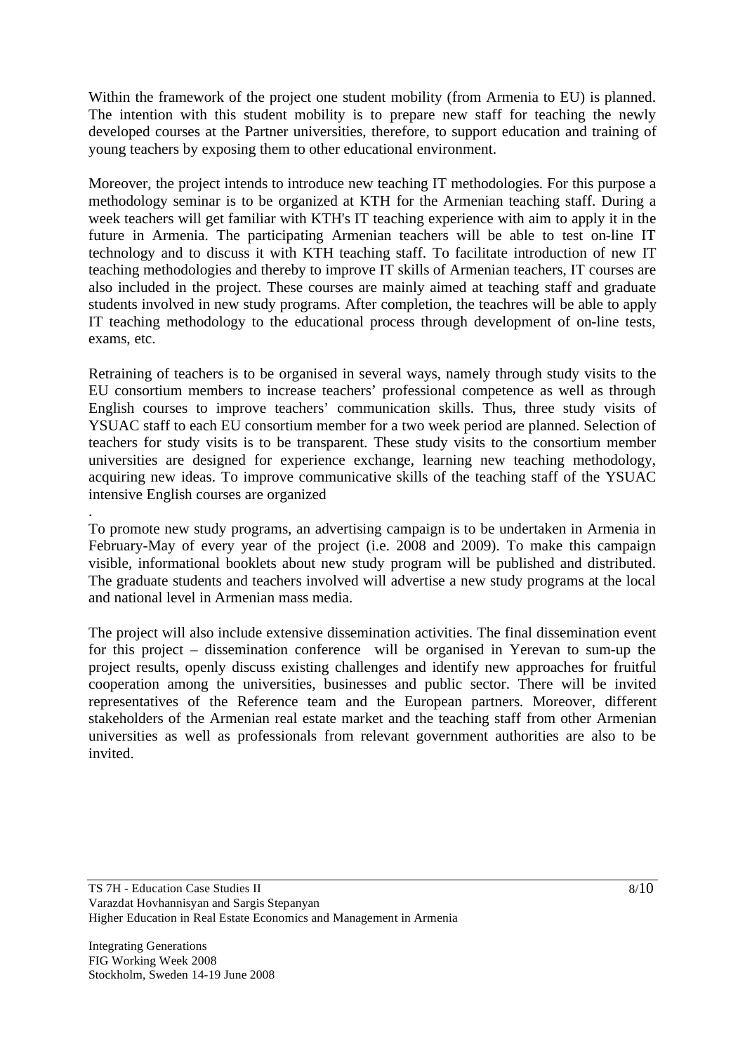Within the framework of the project one student mobility (from Armenia to EU) is planned. The intention with this student mobility is to prepare new staff for teaching the newly developed courses at the Partner universities, therefore, to support education and training of young teachers by exposing them to other educational environment.

Moreover, the project intends to introduce new teaching IT methodologies. For this purpose a methodology seminar is to be organized at KTH for the Armenian teaching staff. During a week teachers will get familiar with KTH's IT teaching experience with aim to apply it in the future in Armenia. The participating Armenian teachers will be able to test on-line IT technology and to discuss it with KTH teaching staff. To facilitate introduction of new IT teaching methodologies and thereby to improve IT skills of Armenian teachers, IT courses are also included in the project. These courses are mainly aimed at teaching staff and graduate students involved in new study programs. After completion, the teachres will be able to apply IT teaching methodology to the educational process through development of on-line tests, exams, etc.

Retraining of teachers is to be organised in several ways, namely through study visits to the EU consortium members to increase teachers' professional competence as well as through English courses to improve teachers' communication skills. Thus, three study visits of YSUAC staff to each EU consortium member for a two week period are planned. Selection of teachers for study visits is to be transparent. These study visits to the consortium member universities are designed for experience exchange, learning new teaching methodology, acquiring new ideas. To improve communicative skills of the teaching staff of the YSUAC intensive English courses are organized

.

To promote new study programs, an advertising campaign is to be undertaken in Armenia in February-May of every year of the project (i.e. 2008 and 2009). To make this campaign visible, informational booklets about new study program will be published and distributed. The graduate students and teachers involved will advertise a new study programs at the local and national level in Armenian mass media.

The project will also include extensive dissemination activities. The final dissemination event for this project – dissemination conference will be organised in Yerevan to sum-up the project results, openly discuss existing challenges and identify new approaches for fruitful cooperation among the universities, businesses and public sector. There will be invited representatives of the Reference team and the European partners. Moreover, different stakeholders of the Armenian real estate market and the teaching staff from other Armenian universities as well as professionals from relevant government authorities are also to be invited.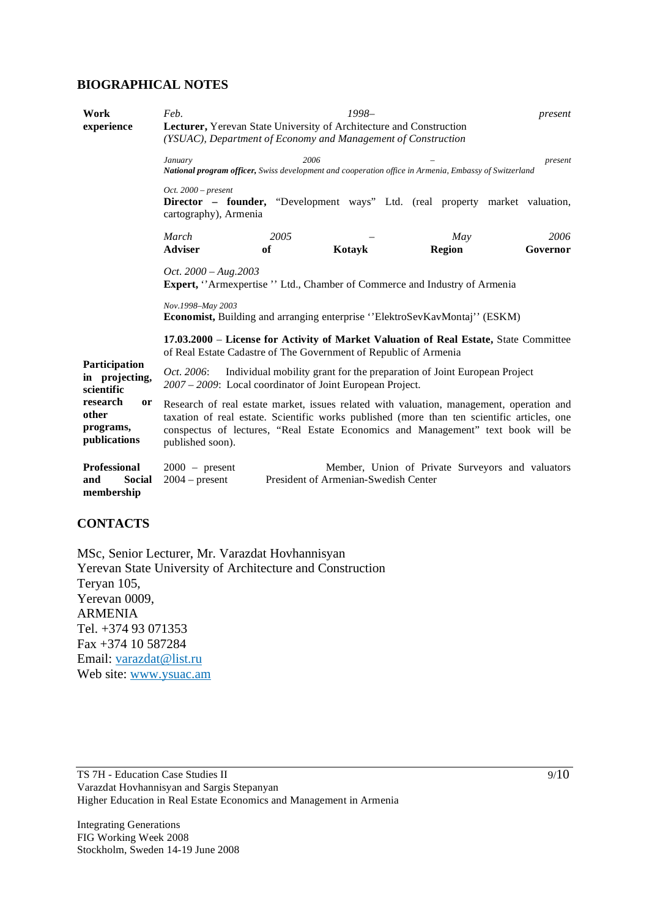## BIOGRAPHICAL NOTES

| | |
|---|---|
| **Work experience** | *Feb. 1998– present*<br>**Lecturer,** Yerevan State University of Architecture and Construction *(YSUAC), Department of Economy and Management of Construction* |
| | *January 2006 – present*<br>***National program officer,*** *Swiss development and cooperation office in Armenia, Embassy of Switzerland* |
| | *Oct. 2000 – present*<br>**Director – founder,** "Development ways" Ltd. (real property market valuation, cartography), Armenia |
| | *March 2005 – May 2006*<br>**Adviser of Kotayk Region Governor** |
| | *Oct. 2000 – Aug.2003*<br>**Expert,** ''Armexpertise '' Ltd., Chamber of Commerce and Industry of Armenia |
| | *Nov.1998–May 2003*<br>**Economist,** Building and arranging enterprise ''ElektroSevKavMontaj'' (ESKM) |
| | **17.03.2000** – **License for Activity of Market Valuation of Real Estate,** State Committee of Real Estate Cadastre of The Government of Republic of Armenia |
| **Participation in projecting, scientific research or other programs, publications** | *Oct. 2006*: Individual mobility grant for the preparation of Joint European Project<br>*2007 – 2009*: Local coordinator of Joint European Project. |
| | Research of real estate market, issues related with valuation, management, operation and taxation of real estate. Scientific works published (more than ten scientific articles, one conspectus of lectures, "Real Estate Economics and Management" text book will be published soon). |
| **Professional and Social membership** | 2000 – present Member, Union of Private Surveyors and valuators<br>2004 – present President of Armenian-Swedish Center |

## CONTACTS

MSc, Senior Lecturer, Mr. Varazdat Hovhannisyan
Yerevan State University of Architecture and Construction
Teryan 105,
Yerevan 0009,
ARMENIA
Tel. +374 93 071353
Fax +374 10 587284
Email: varazdat@list.ru
Web site: www.ysuac.am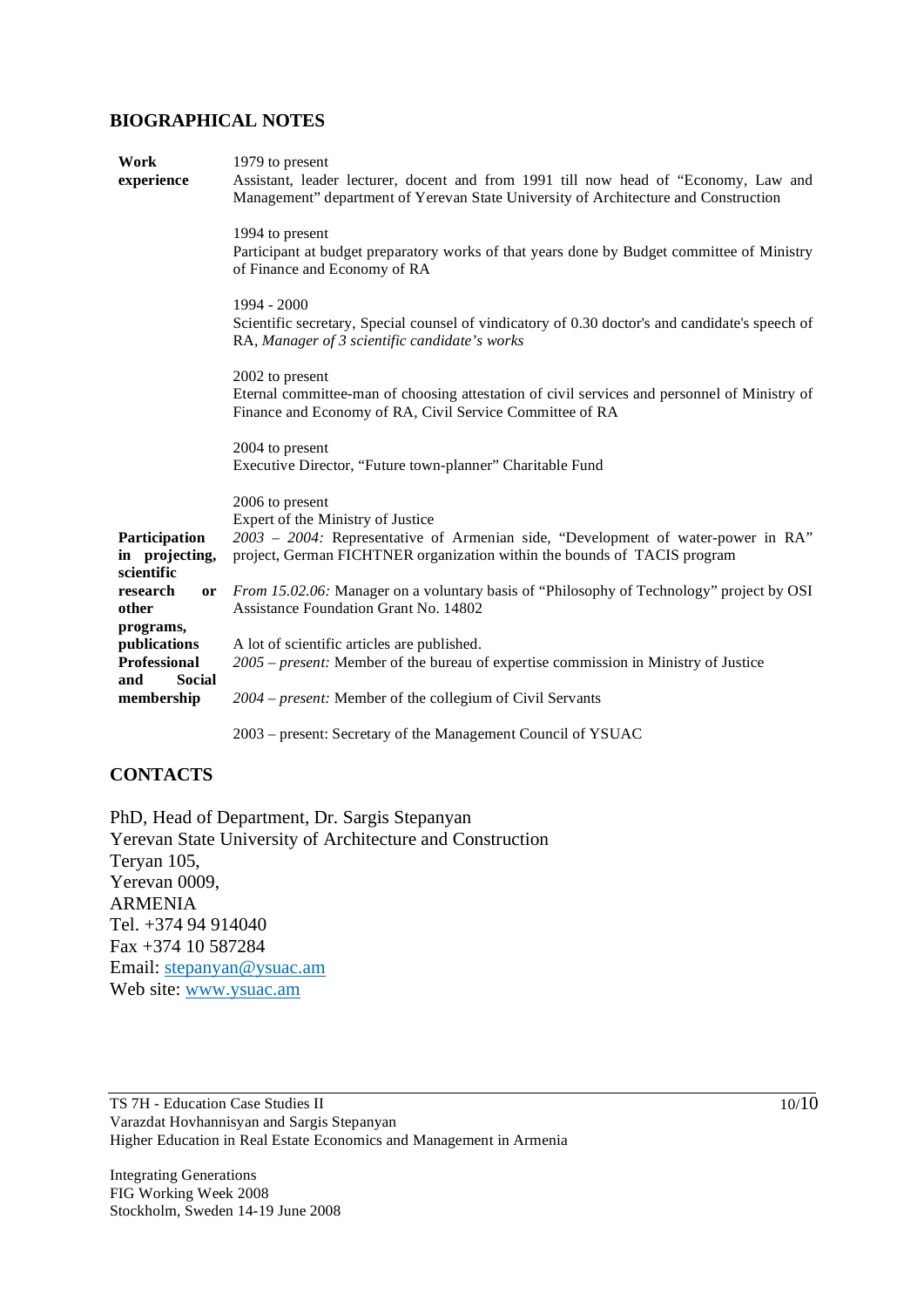## BIOGRAPHICAL NOTES

| | |
|---|---|
| **Work experience** | 1979 to present<br>Assistant, leader lecturer, docent and from 1991 till now head of "Economy, Law and Management" department of Yerevan State University of Architecture and Construction<br><br>1994 to present<br>Participant at budget preparatory works of that years done by Budget committee of Ministry of Finance and Economy of RA<br><br>1994 - 2000<br>Scientific secretary, Special counsel of vindicatory of 0.30 doctor's and candidate's speech of RA, *Manager of 3 scientific candidate's works*<br><br>2002 to present<br>Eternal committee-man of choosing attestation of civil services and personnel of Ministry of Finance and Economy of RA, Civil Service Committee of RA<br><br>2004 to present<br>Executive Director, "Future town-planner" Charitable Fund<br><br>2006 to present<br>Expert of the Ministry of Justice |
| **Participation in projecting, scientific research or other programs, publications** | *2003 – 2004:* Representative of Armenian side, "Development of water-power in RA" project, German FICHTNER organization within the bounds of TACIS program<br><br>*From 15.02.06:* Manager on a voluntary basis of "Philosophy of Technology" project by OSI Assistance Foundation Grant No. 14802<br><br>A lot of scientific articles are published. |
| **Professional and Social membership** | *2005 – present:* Member of the bureau of expertise commission in Ministry of Justice<br><br>*2004 – present:* Member of the collegium of Civil Servants<br><br>2003 – present: Secretary of the Management Council of YSUAC |

## CONTACTS

PhD, Head of Department, Dr. Sargis Stepanyan
Yerevan State University of Architecture and Construction
Teryan 105,
Yerevan 0009,
ARMENIA
Tel. +374 94 914040
Fax +374 10 587284
Email: stepanyan@ysuac.am
Web site: www.ysuac.am